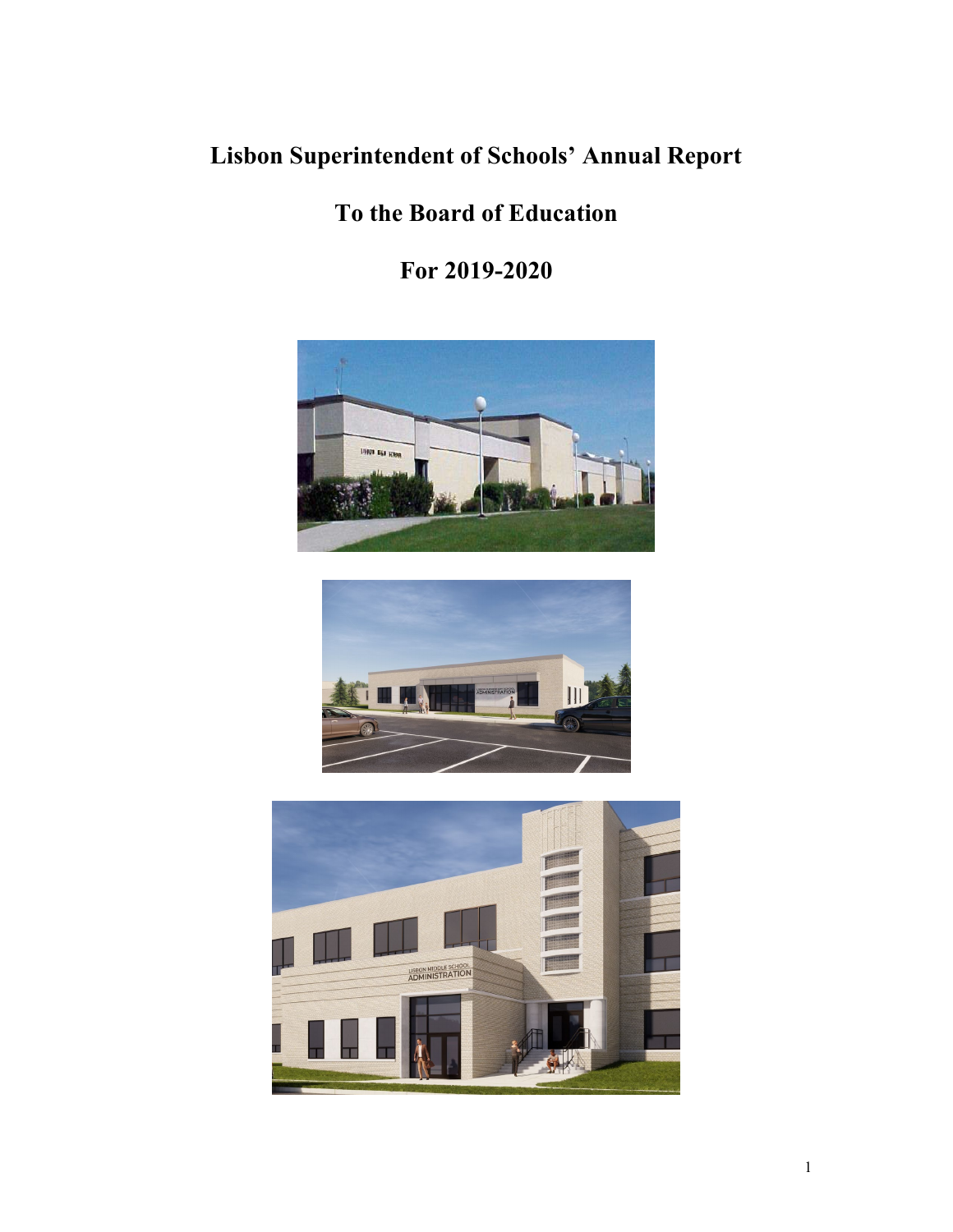# Lisbon Superintendent of Schools' Annual Report

# To the Board of Education

# For 2019-2020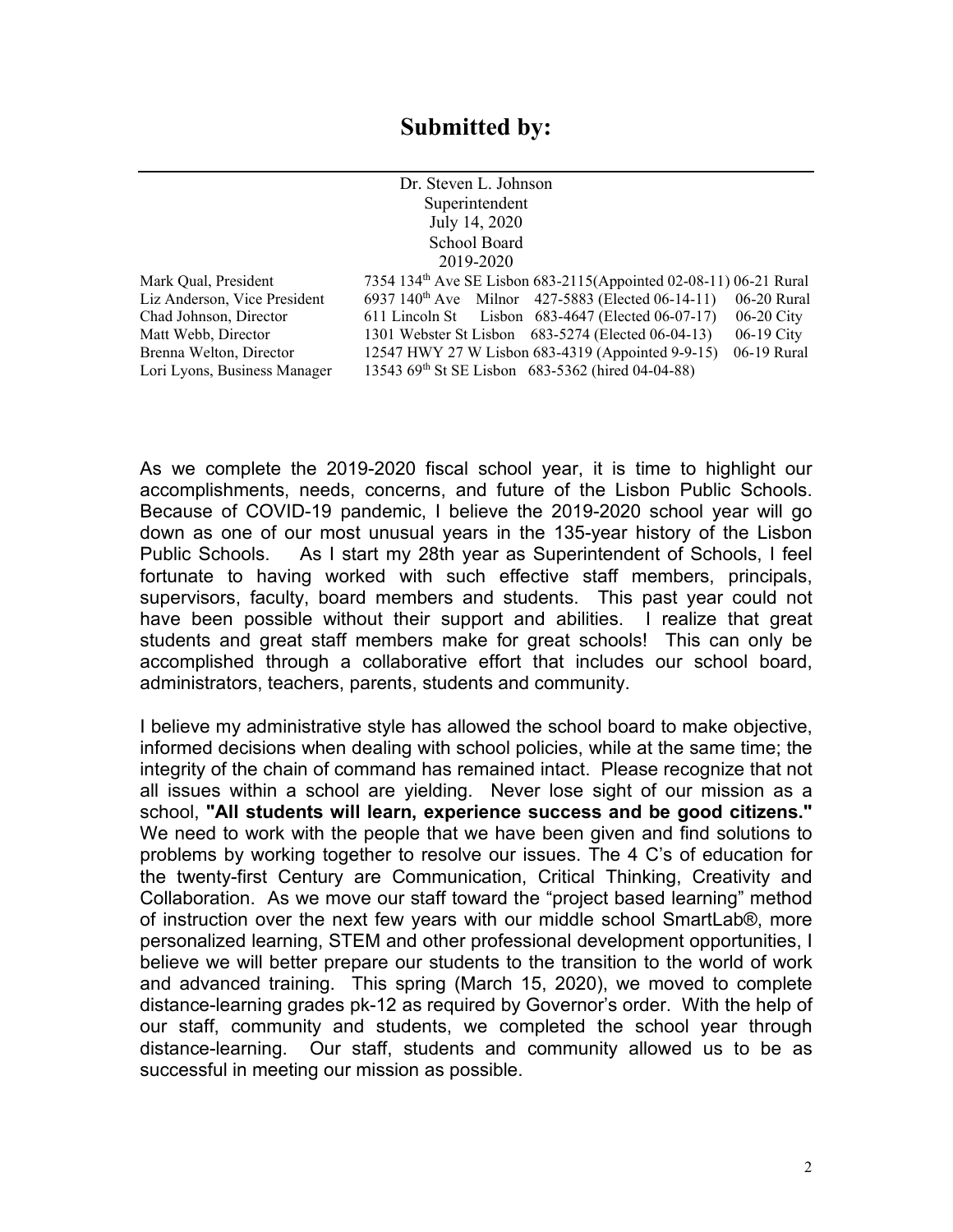# Submitted by:

Dr. Steven L. Johnson
Superintendent
July 14, 2020
School Board
2019-2020

| | | |
|---|---|---|
| Mark Qual, President | 7354 134th Ave SE Lisbon 683-2115(Appointed 02-08-11) | 06-21 Rural |
| Liz Anderson, Vice President | 6937 140th Ave Milnor 427-5883 (Elected 06-14-11) | 06-20 Rural |
| Chad Johnson, Director | 611 Lincoln St Lisbon 683-4647 (Elected 06-07-17) | 06-20 City |
| Matt Webb, Director | 1301 Webster St Lisbon 683-5274 (Elected 06-04-13) | 06-19 City |
| Brenna Welton, Director | 12547 HWY 27 W Lisbon 683-4319 (Appointed 9-9-15) | 06-19 Rural |
| Lori Lyons, Business Manager | 13543 69th St SE Lisbon 683-5362 (hired 04-04-88) | |

As we complete the 2019-2020 fiscal school year, it is time to highlight our accomplishments, needs, concerns, and future of the Lisbon Public Schools. Because of COVID-19 pandemic, I believe the 2019-2020 school year will go down as one of our most unusual years in the 135-year history of the Lisbon Public Schools. As I start my 28th year as Superintendent of Schools, I feel fortunate to having worked with such effective staff members, principals, supervisors, faculty, board members and students. This past year could not have been possible without their support and abilities. I realize that great students and great staff members make for great schools! This can only be accomplished through a collaborative effort that includes our school board, administrators, teachers, parents, students and community.

I believe my administrative style has allowed the school board to make objective, informed decisions when dealing with school policies, while at the same time; the integrity of the chain of command has remained intact. Please recognize that not all issues within a school are yielding. Never lose sight of our mission as a school, **"All students will learn, experience success and be good citizens."** We need to work with the people that we have been given and find solutions to problems by working together to resolve our issues. The 4 C's of education for the twenty-first Century are Communication, Critical Thinking, Creativity and Collaboration. As we move our staff toward the "project based learning" method of instruction over the next few years with our middle school SmartLab®, more personalized learning, STEM and other professional development opportunities, I believe we will better prepare our students to the transition to the world of work and advanced training. This spring (March 15, 2020), we moved to complete distance-learning grades pk-12 as required by Governor's order. With the help of our staff, community and students, we completed the school year through distance-learning. Our staff, students and community allowed us to be as successful in meeting our mission as possible.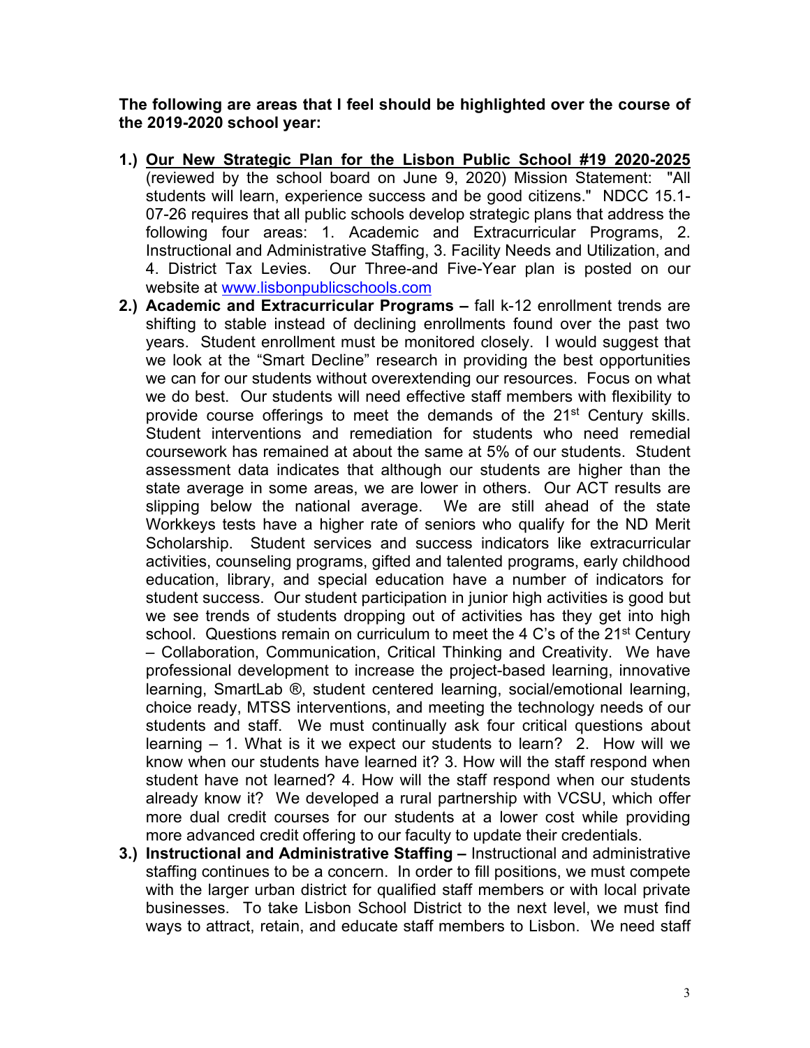**The following are areas that I feel should be highlighted over the course of the 2019-2020 school year:**

1.) **Our New Strategic Plan for the Lisbon Public School #19 2020-2025** (reviewed by the school board on June 9, 2020) Mission Statement: "All students will learn, experience success and be good citizens." NDCC 15.1-07-26 requires that all public schools develop strategic plans that address the following four areas: 1. Academic and Extracurricular Programs, 2. Instructional and Administrative Staffing, 3. Facility Needs and Utilization, and 4. District Tax Levies. Our Three-and Five-Year plan is posted on our website at www.lisbonpublicschools.com

2.) **Academic and Extracurricular Programs –** fall k-12 enrollment trends are shifting to stable instead of declining enrollments found over the past two years. Student enrollment must be monitored closely. I would suggest that we look at the "Smart Decline" research in providing the best opportunities we can for our students without overextending our resources. Focus on what we do best. Our students will need effective staff members with flexibility to provide course offerings to meet the demands of the 21st Century skills. Student interventions and remediation for students who need remedial coursework has remained at about the same at 5% of our students. Student assessment data indicates that although our students are higher than the state average in some areas, we are lower in others. Our ACT results are slipping below the national average. We are still ahead of the state Workkeys tests have a higher rate of seniors who qualify for the ND Merit Scholarship. Student services and success indicators like extracurricular activities, counseling programs, gifted and talented programs, early childhood education, library, and special education have a number of indicators for student success. Our student participation in junior high activities is good but we see trends of students dropping out of activities has they get into high school. Questions remain on curriculum to meet the 4 C's of the 21st Century – Collaboration, Communication, Critical Thinking and Creativity. We have professional development to increase the project-based learning, innovative learning, SmartLab ®, student centered learning, social/emotional learning, choice ready, MTSS interventions, and meeting the technology needs of our students and staff. We must continually ask four critical questions about learning – 1. What is it we expect our students to learn? 2. How will we know when our students have learned it? 3. How will the staff respond when student have not learned? 4. How will the staff respond when our students already know it? We developed a rural partnership with VCSU, which offer more dual credit courses for our students at a lower cost while providing more advanced credit offering to our faculty to update their credentials.

3.) **Instructional and Administrative Staffing –** Instructional and administrative staffing continues to be a concern. In order to fill positions, we must compete with the larger urban district for qualified staff members or with local private businesses. To take Lisbon School District to the next level, we must find ways to attract, retain, and educate staff members to Lisbon. We need staff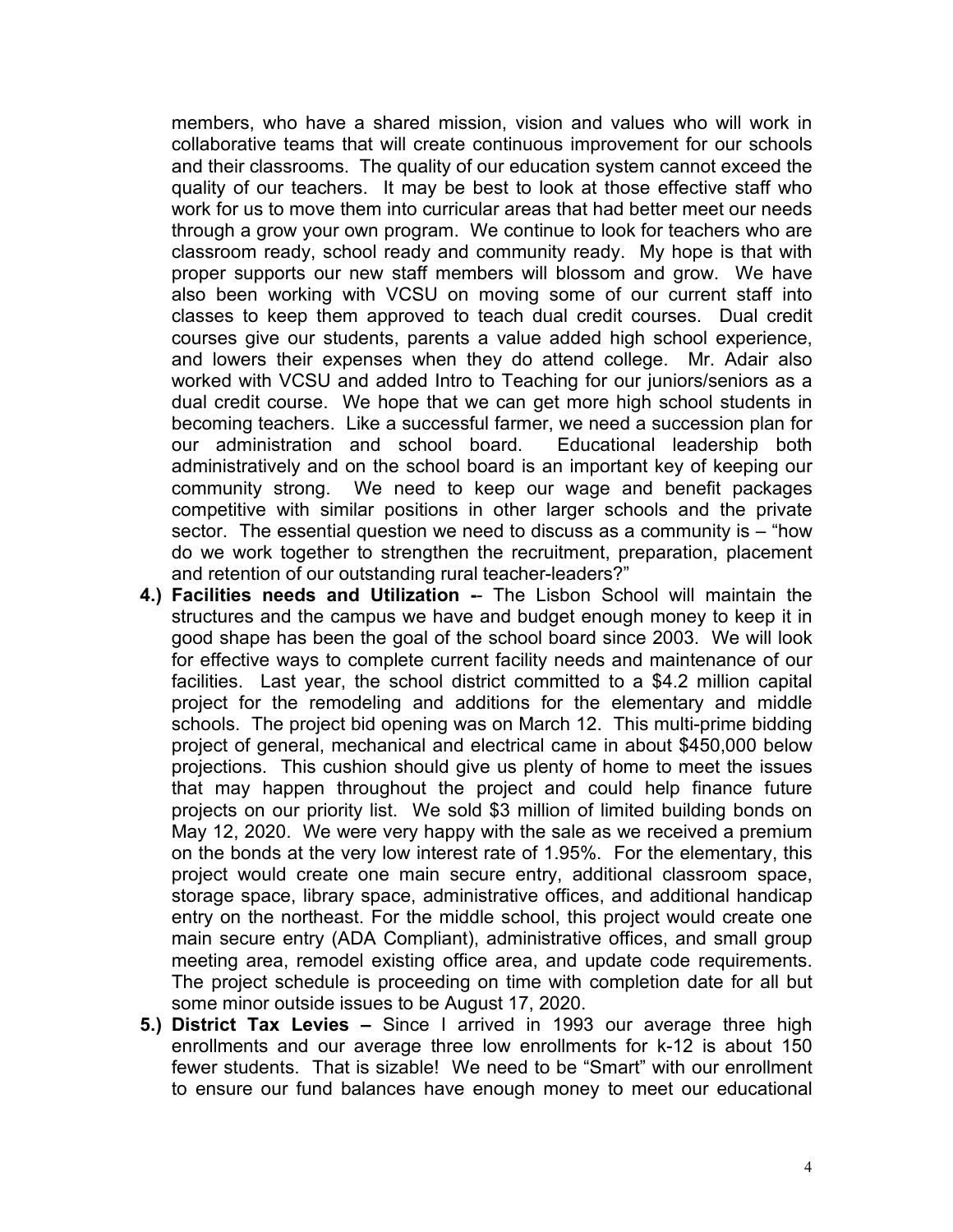members, who have a shared mission, vision and values who will work in collaborative teams that will create continuous improvement for our schools and their classrooms. The quality of our education system cannot exceed the quality of our teachers. It may be best to look at those effective staff who work for us to move them into curricular areas that had better meet our needs through a grow your own program. We continue to look for teachers who are classroom ready, school ready and community ready. My hope is that with proper supports our new staff members will blossom and grow. We have also been working with VCSU on moving some of our current staff into classes to keep them approved to teach dual credit courses. Dual credit courses give our students, parents a value added high school experience, and lowers their expenses when they do attend college. Mr. Adair also worked with VCSU and added Intro to Teaching for our juniors/seniors as a dual credit course. We hope that we can get more high school students in becoming teachers. Like a successful farmer, we need a succession plan for our administration and school board. Educational leadership both administratively and on the school board is an important key of keeping our community strong. We need to keep our wage and benefit packages competitive with similar positions in other larger schools and the private sector. The essential question we need to discuss as a community is – "how do we work together to strengthen the recruitment, preparation, placement and retention of our outstanding rural teacher-leaders?"

4.) **Facilities needs and Utilization** -- The Lisbon School will maintain the structures and the campus we have and budget enough money to keep it in good shape has been the goal of the school board since 2003. We will look for effective ways to complete current facility needs and maintenance of our facilities. Last year, the school district committed to a $4.2 million capital project for the remodeling and additions for the elementary and middle schools. The project bid opening was on March 12. This multi-prime bidding project of general, mechanical and electrical came in about $450,000 below projections. This cushion should give us plenty of home to meet the issues that may happen throughout the project and could help finance future projects on our priority list. We sold $3 million of limited building bonds on May 12, 2020. We were very happy with the sale as we received a premium on the bonds at the very low interest rate of 1.95%. For the elementary, this project would create one main secure entry, additional classroom space, storage space, library space, administrative offices, and additional handicap entry on the northeast. For the middle school, this project would create one main secure entry (ADA Compliant), administrative offices, and small group meeting area, remodel existing office area, and update code requirements. The project schedule is proceeding on time with completion date for all but some minor outside issues to be August 17, 2020.

5.) **District Tax Levies –** Since I arrived in 1993 our average three high enrollments and our average three low enrollments for k-12 is about 150 fewer students. That is sizable! We need to be "Smart" with our enrollment to ensure our fund balances have enough money to meet our educational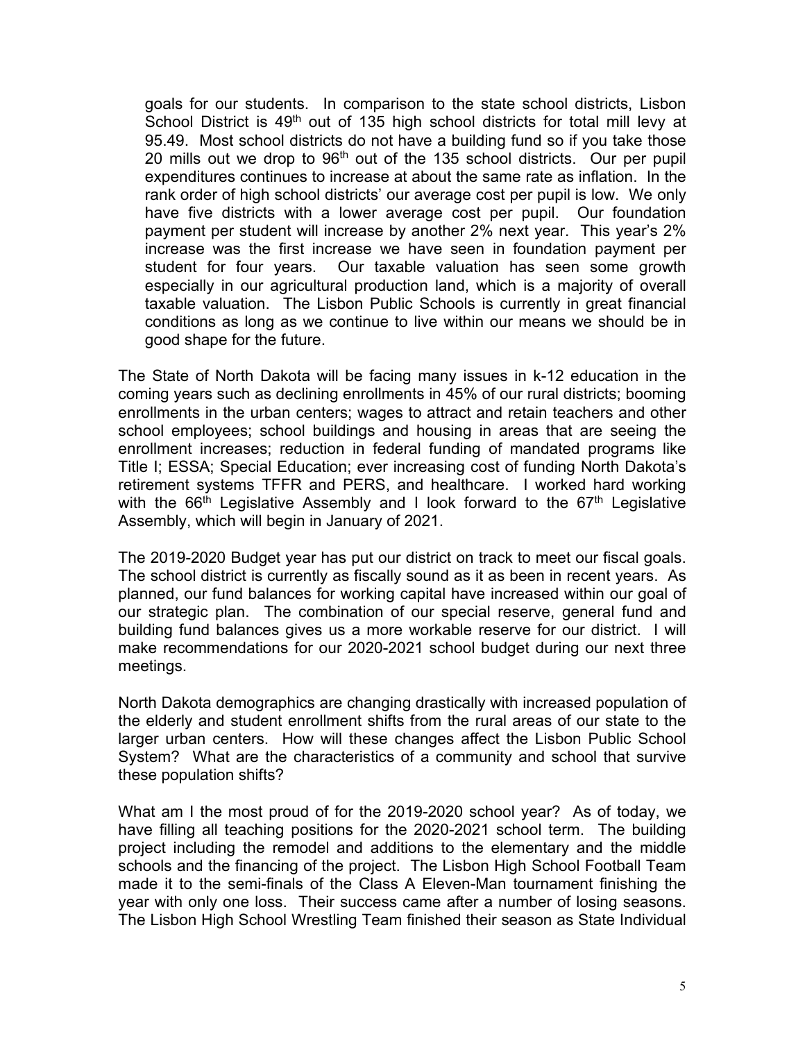goals for our students. In comparison to the state school districts, Lisbon School District is 49th out of 135 high school districts for total mill levy at 95.49. Most school districts do not have a building fund so if you take those 20 mills out we drop to 96th out of the 135 school districts. Our per pupil expenditures continues to increase at about the same rate as inflation. In the rank order of high school districts' our average cost per pupil is low. We only have five districts with a lower average cost per pupil. Our foundation payment per student will increase by another 2% next year. This year's 2% increase was the first increase we have seen in foundation payment per student for four years. Our taxable valuation has seen some growth especially in our agricultural production land, which is a majority of overall taxable valuation. The Lisbon Public Schools is currently in great financial conditions as long as we continue to live within our means we should be in good shape for the future.

The State of North Dakota will be facing many issues in k-12 education in the coming years such as declining enrollments in 45% of our rural districts; booming enrollments in the urban centers; wages to attract and retain teachers and other school employees; school buildings and housing in areas that are seeing the enrollment increases; reduction in federal funding of mandated programs like Title I; ESSA; Special Education; ever increasing cost of funding North Dakota's retirement systems TFFR and PERS, and healthcare. I worked hard working with the 66th Legislative Assembly and I look forward to the 67th Legislative Assembly, which will begin in January of 2021.

The 2019-2020 Budget year has put our district on track to meet our fiscal goals. The school district is currently as fiscally sound as it as been in recent years. As planned, our fund balances for working capital have increased within our goal of our strategic plan. The combination of our special reserve, general fund and building fund balances gives us a more workable reserve for our district. I will make recommendations for our 2020-2021 school budget during our next three meetings.

North Dakota demographics are changing drastically with increased population of the elderly and student enrollment shifts from the rural areas of our state to the larger urban centers. How will these changes affect the Lisbon Public School System? What are the characteristics of a community and school that survive these population shifts?

What am I the most proud of for the 2019-2020 school year? As of today, we have filling all teaching positions for the 2020-2021 school term. The building project including the remodel and additions to the elementary and the middle schools and the financing of the project. The Lisbon High School Football Team made it to the semi-finals of the Class A Eleven-Man tournament finishing the year with only one loss. Their success came after a number of losing seasons. The Lisbon High School Wrestling Team finished their season as State Individual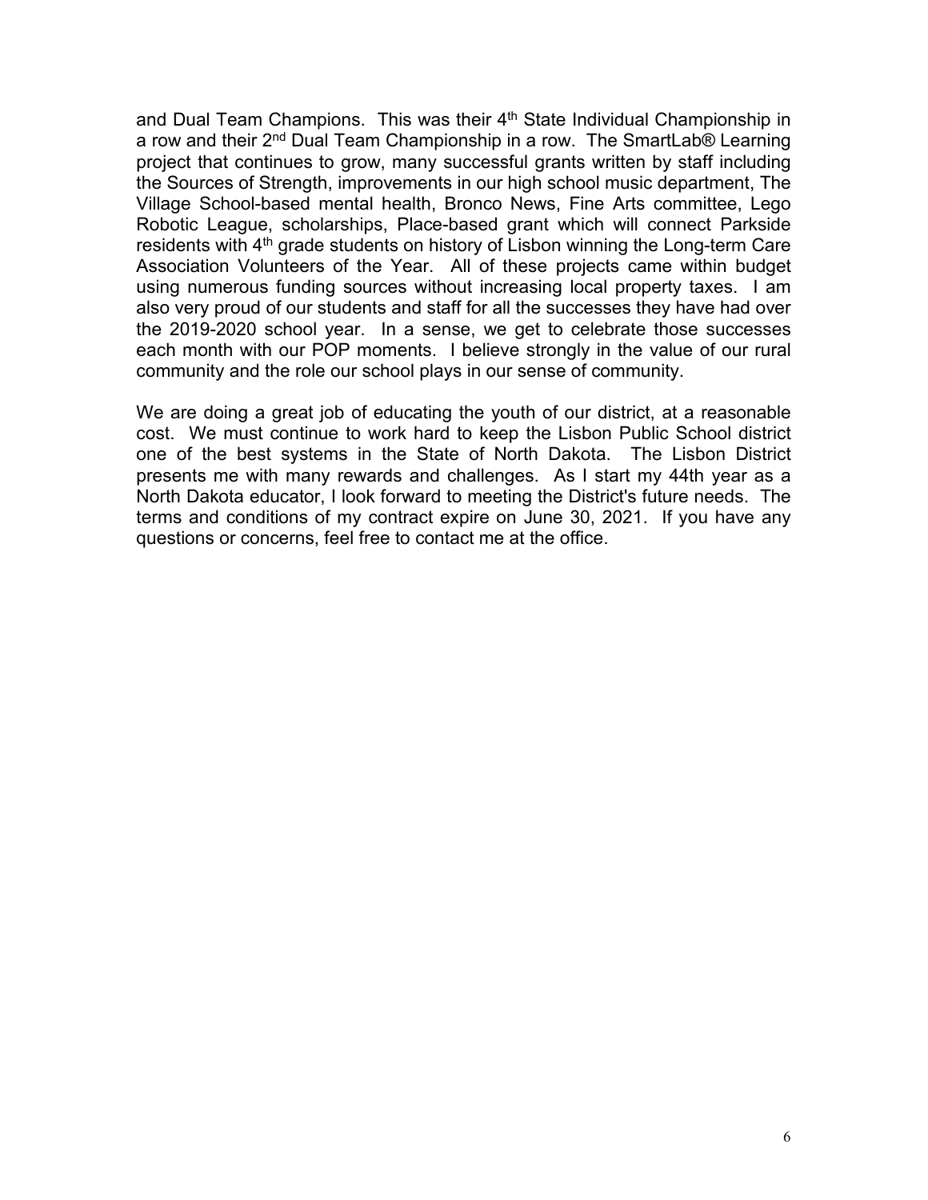and Dual Team Champions. This was their 4th State Individual Championship in a row and their 2nd Dual Team Championship in a row. The SmartLab® Learning project that continues to grow, many successful grants written by staff including the Sources of Strength, improvements in our high school music department, The Village School-based mental health, Bronco News, Fine Arts committee, Lego Robotic League, scholarships, Place-based grant which will connect Parkside residents with 4th grade students on history of Lisbon winning the Long-term Care Association Volunteers of the Year. All of these projects came within budget using numerous funding sources without increasing local property taxes. I am also very proud of our students and staff for all the successes they have had over the 2019-2020 school year. In a sense, we get to celebrate those successes each month with our POP moments. I believe strongly in the value of our rural community and the role our school plays in our sense of community.

We are doing a great job of educating the youth of our district, at a reasonable cost. We must continue to work hard to keep the Lisbon Public School district one of the best systems in the State of North Dakota. The Lisbon District presents me with many rewards and challenges. As I start my 44th year as a North Dakota educator, I look forward to meeting the District's future needs. The terms and conditions of my contract expire on June 30, 2021. If you have any questions or concerns, feel free to contact me at the office.